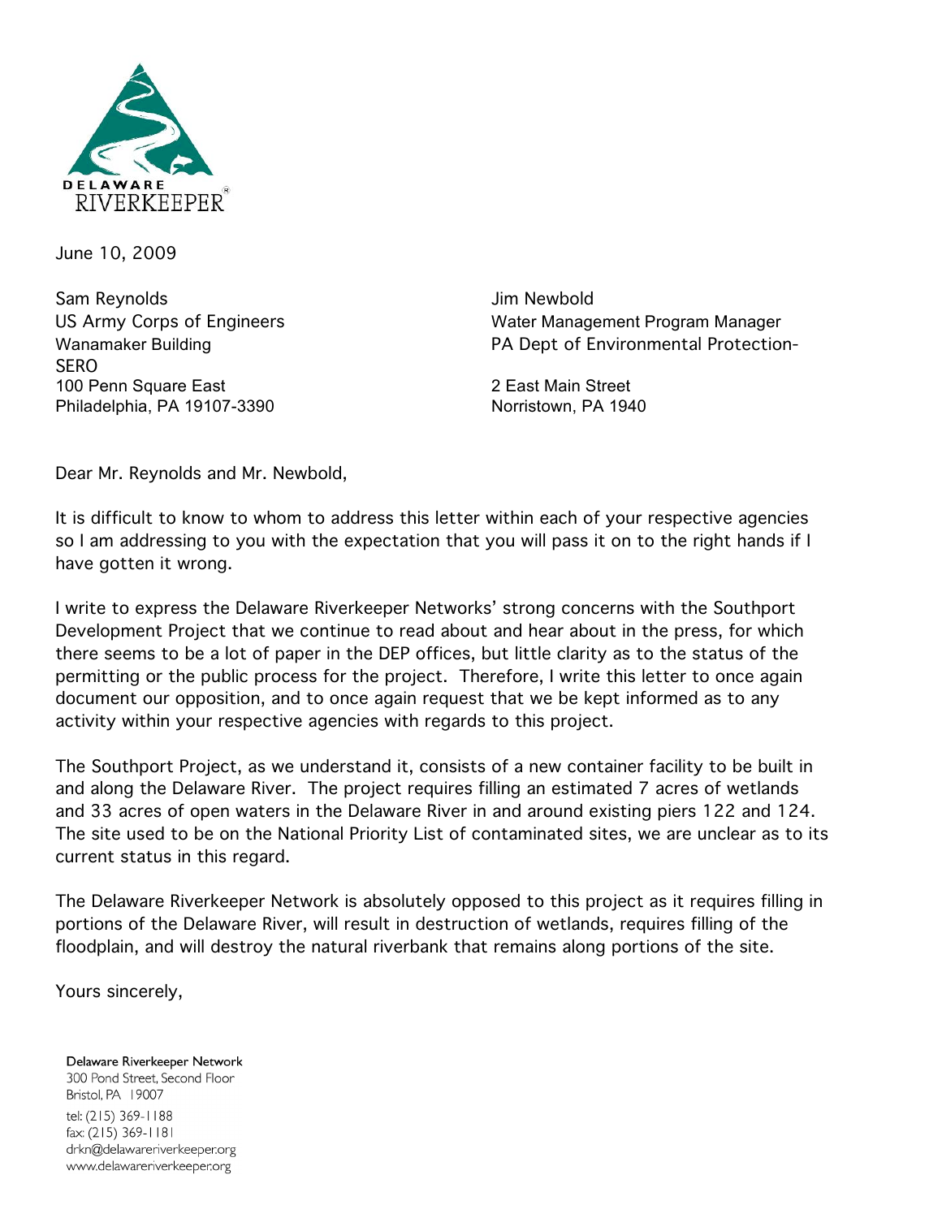DELAWARE RIVERKEEPER®

June 10, 2009

Sam Reynolds
US Army Corps of Engineers
Wanamaker Building
100 Penn Square East
Philadelphia, PA 19107-3390

Jim Newbold
Water Management Program Manager
PA Dept of Environmental Protection-
SERO
2 East Main Street
Norristown, PA 1940

Dear Mr. Reynolds and Mr. Newbold,

It is difficult to know to whom to address this letter within each of your respective agencies so I am addressing to you with the expectation that you will pass it on to the right hands if I have gotten it wrong.

I write to express the Delaware Riverkeeper Networks' strong concerns with the Southport Development Project that we continue to read about and hear about in the press, for which there seems to be a lot of paper in the DEP offices, but little clarity as to the status of the permitting or the public process for the project. Therefore, I write this letter to once again document our opposition, and to once again request that we be kept informed as to any activity within your respective agencies with regards to this project.

The Southport Project, as we understand it, consists of a new container facility to be built in and along the Delaware River. The project requires filling an estimated 7 acres of wetlands and 33 acres of open waters in the Delaware River in and around existing piers 122 and 124. The site used to be on the National Priority List of contaminated sites, we are unclear as to its current status in this regard.

The Delaware Riverkeeper Network is absolutely opposed to this project as it requires filling in portions of the Delaware River, will result in destruction of wetlands, requires filling of the floodplain, and will destroy the natural riverbank that remains along portions of the site.

Yours sincerely,

Delaware Riverkeeper Network
300 Pond Street, Second Floor
Bristol, PA 19007
tel: (215) 369-1188
fax: (215) 369-1181
drkn@delawareriverkeeper.org
www.delawareriverkeeper.org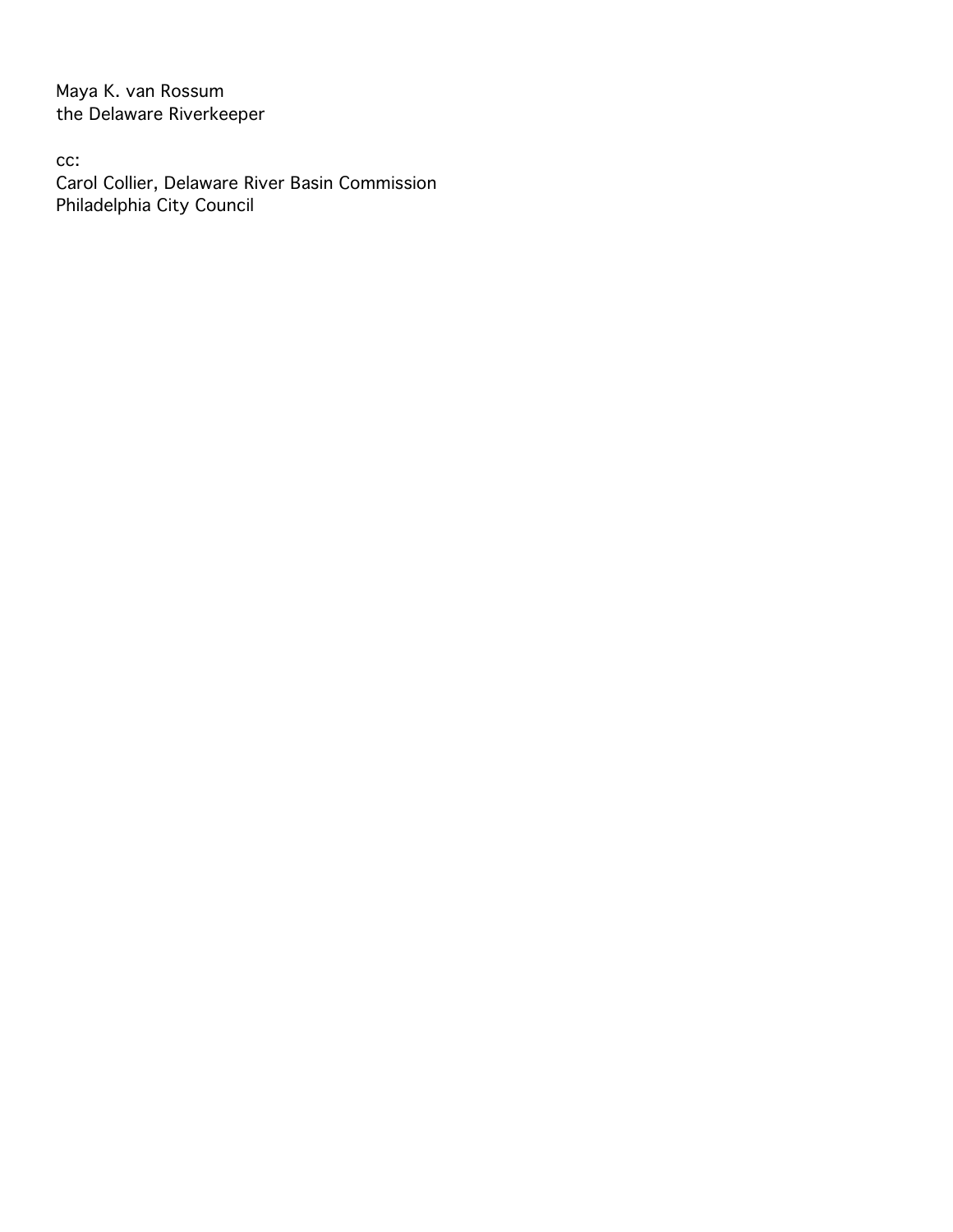Maya K. van Rossum
the Delaware Riverkeeper

cc:
Carol Collier, Delaware River Basin Commission
Philadelphia City Council